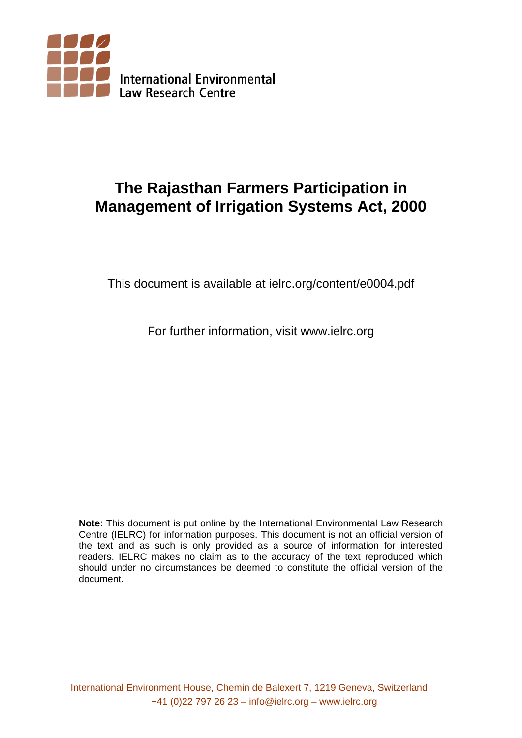International Environmental Law Research Centre

# The Rajasthan Farmers Participation in Management of Irrigation Systems Act, 2000

This document is available at ielrc.org/content/e0004.pdf

For further information, visit www.ielrc.org

**Note**: This document is put online by the International Environmental Law Research Centre (IELRC) for information purposes. This document is not an official version of the text and as such is only provided as a source of information for interested readers. IELRC makes no claim as to the accuracy of the text reproduced which should under no circumstances be deemed to constitute the official version of the document.

International Environment House, Chemin de Balexert 7, 1219 Geneva, Switzerland
+41 (0)22 797 26 23 – info@ielrc.org – www.ielrc.org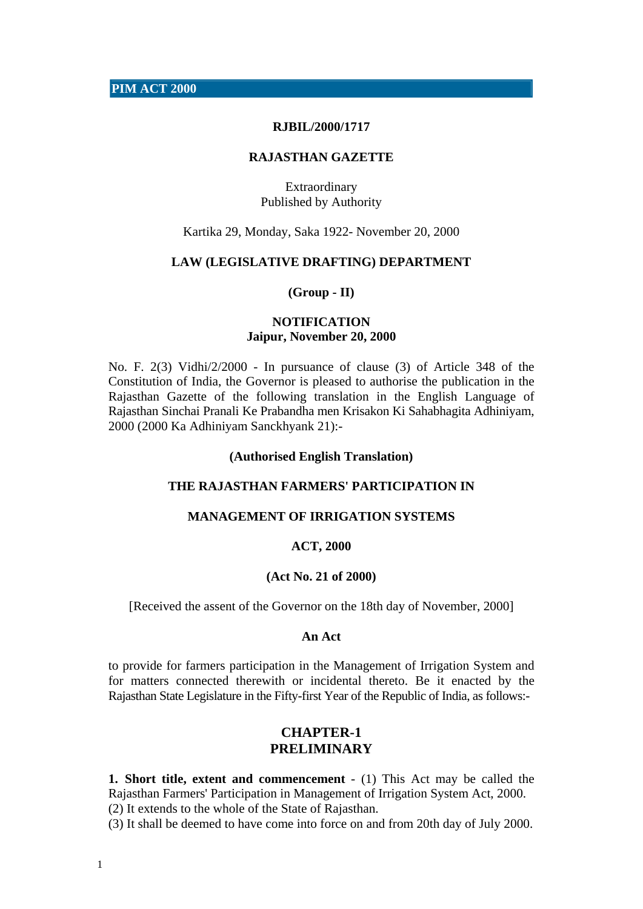**PIM ACT 2000**

**RJBIL/2000/1717**

**RAJASTHAN GAZETTE**

Extraordinary
Published by Authority

Kartika 29, Monday, Saka 1922- November 20, 2000

**LAW (LEGISLATIVE DRAFTING) DEPARTMENT**

**(Group - II)**

**NOTIFICATION**
**Jaipur, November 20, 2000**

No. F. 2(3) Vidhi/2/2000 - In pursuance of clause (3) of Article 348 of the Constitution of India, the Governor is pleased to authorise the publication in the Rajasthan Gazette of the following translation in the English Language of Rajasthan Sinchai Pranali Ke Prabandha men Krisakon Ki Sahabhagita Adhiniyam, 2000 (2000 Ka Adhiniyam Sanckhyank 21):-

**(Authorised English Translation)**

**THE RAJASTHAN FARMERS' PARTICIPATION IN**

**MANAGEMENT OF IRRIGATION SYSTEMS**

**ACT, 2000**

**(Act No. 21 of 2000)**

[Received the assent of the Governor on the 18th day of November, 2000]

**An Act**

to provide for farmers participation in the Management of Irrigation System and for matters connected therewith or incidental thereto. Be it enacted by the Rajasthan State Legislature in the Fifty-first Year of the Republic of India, as follows:-

## CHAPTER-1
## PRELIMINARY

**1. Short title, extent and commencement** - (1) This Act may be called the Rajasthan Farmers' Participation in Management of Irrigation System Act, 2000.
(2) It extends to the whole of the State of Rajasthan.
(3) It shall be deemed to have come into force on and from 20th day of July 2000.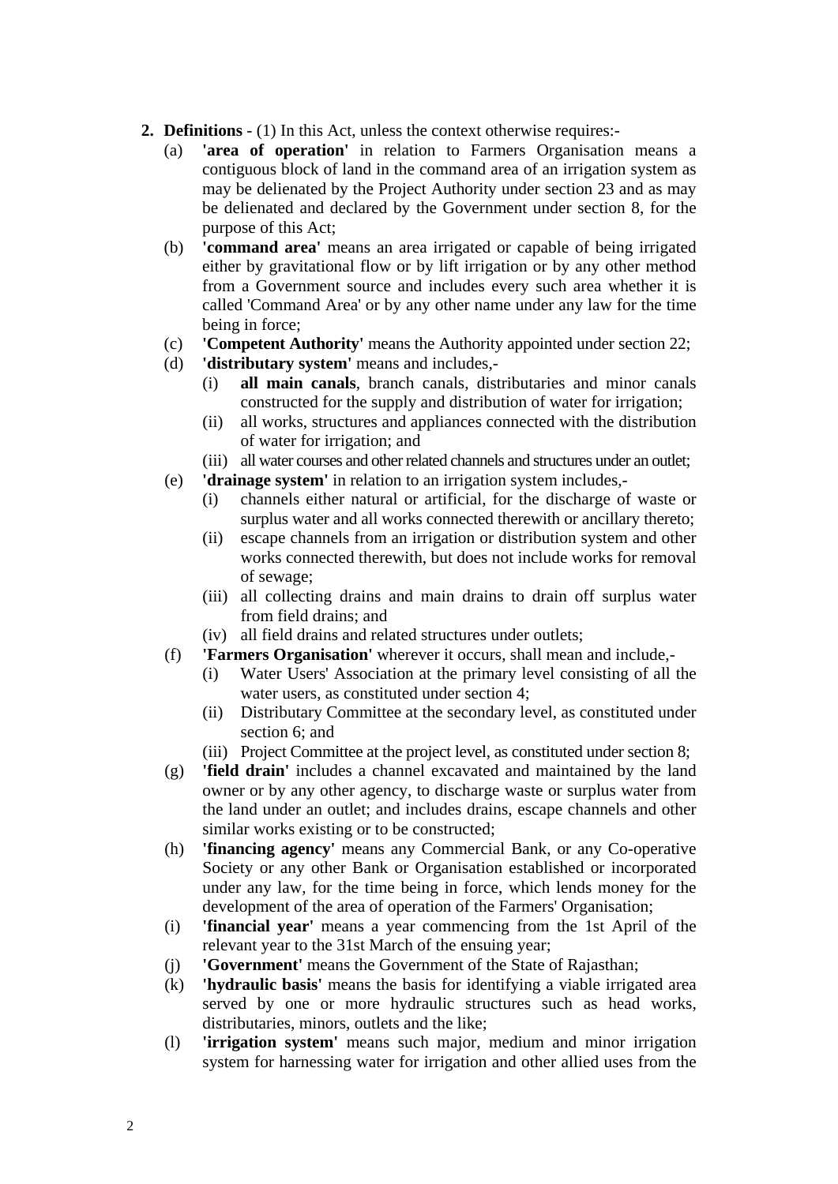**2. Definitions** - (1) In this Act, unless the context otherwise requires:-

(a) **'area of operation'** in relation to Farmers Organisation means a contiguous block of land in the command area of an irrigation system as may be delienated by the Project Authority under section 23 and as may be delienated and declared by the Government under section 8, for the purpose of this Act;

(b) **'command area'** means an area irrigated or capable of being irrigated either by gravitational flow or by lift irrigation or by any other method from a Government source and includes every such area whether it is called 'Command Area' or by any other name under any law for the time being in force;

(c) **'Competent Authority'** means the Authority appointed under section 22;

(d) **'distributary system'** means and includes,-

(i) **all main canals**, branch canals, distributaries and minor canals constructed for the supply and distribution of water for irrigation;

(ii) all works, structures and appliances connected with the distribution of water for irrigation; and

(iii) all water courses and other related channels and structures under an outlet;

(e) **'drainage system'** in relation to an irrigation system includes,-

(i) channels either natural or artificial, for the discharge of waste or surplus water and all works connected therewith or ancillary thereto;

(ii) escape channels from an irrigation or distribution system and other works connected therewith, but does not include works for removal of sewage;

(iii) all collecting drains and main drains to drain off surplus water from field drains; and

(iv) all field drains and related structures under outlets;

(f) **'Farmers Organisation'** wherever it occurs, shall mean and include,-

(i) Water Users' Association at the primary level consisting of all the water users, as constituted under section 4;

(ii) Distributary Committee at the secondary level, as constituted under section 6; and

(iii) Project Committee at the project level, as constituted under section 8;

(g) **'field drain'** includes a channel excavated and maintained by the land owner or by any other agency, to discharge waste or surplus water from the land under an outlet; and includes drains, escape channels and other similar works existing or to be constructed;

(h) **'financing agency'** means any Commercial Bank, or any Co-operative Society or any other Bank or Organisation established or incorporated under any law, for the time being in force, which lends money for the development of the area of operation of the Farmers' Organisation;

(i) **'financial year'** means a year commencing from the 1st April of the relevant year to the 31st March of the ensuing year;

(j) **'Government'** means the Government of the State of Rajasthan;

(k) **'hydraulic basis'** means the basis for identifying a viable irrigated area served by one or more hydraulic structures such as head works, distributaries, minors, outlets and the like;

(l) **'irrigation system'** means such major, medium and minor irrigation system for harnessing water for irrigation and other allied uses from the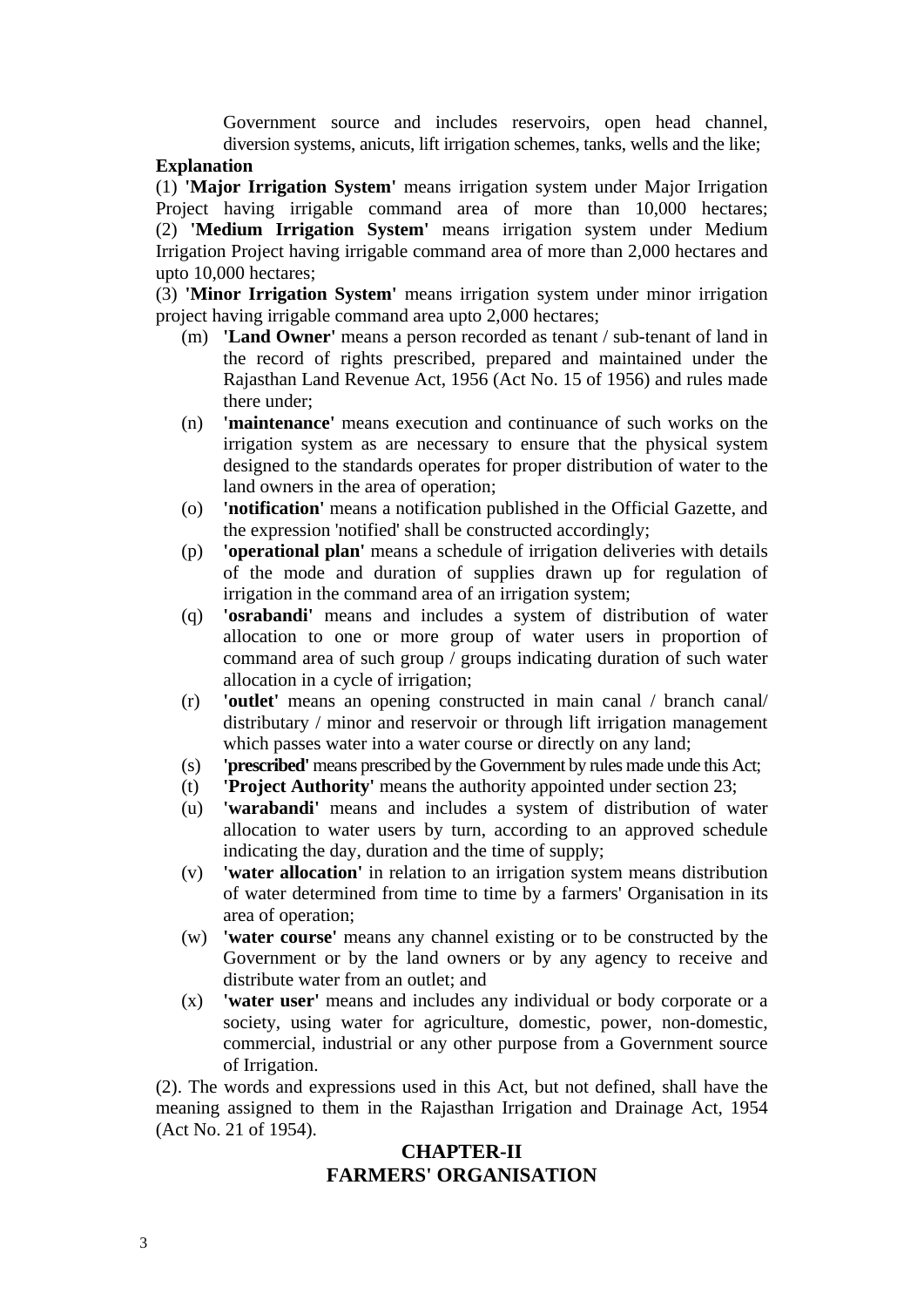Government source and includes reservoirs, open head channel, diversion systems, anicuts, lift irrigation schemes, tanks, wells and the like;

**Explanation**

(1) **'Major Irrigation System'** means irrigation system under Major Irrigation Project having irrigable command area of more than 10,000 hectares;
(2) **'Medium Irrigation System'** means irrigation system under Medium Irrigation Project having irrigable command area of more than 2,000 hectares and upto 10,000 hectares;

(3) **'Minor Irrigation System'** means irrigation system under minor irrigation project having irrigable command area upto 2,000 hectares;

(m) **'Land Owner'** means a person recorded as tenant / sub-tenant of land in the record of rights prescribed, prepared and maintained under the Rajasthan Land Revenue Act, 1956 (Act No. 15 of 1956) and rules made there under;

(n) **'maintenance'** means execution and continuance of such works on the irrigation system as are necessary to ensure that the physical system designed to the standards operates for proper distribution of water to the land owners in the area of operation;

(o) **'notification'** means a notification published in the Official Gazette, and the expression 'notified' shall be constructed accordingly;

(p) **'operational plan'** means a schedule of irrigation deliveries with details of the mode and duration of supplies drawn up for regulation of irrigation in the command area of an irrigation system;

(q) **'osrabandi'** means and includes a system of distribution of water allocation to one or more group of water users in proportion of command area of such group / groups indicating duration of such water allocation in a cycle of irrigation;

(r) **'outlet'** means an opening constructed in main canal / branch canal/ distributary / minor and reservoir or through lift irrigation management which passes water into a water course or directly on any land;

(s) **'prescribed'** means prescribed by the Government by rules made unde this Act;

(t) **'Project Authority'** means the authority appointed under section 23;

(u) **'warabandi'** means and includes a system of distribution of water allocation to water users by turn, according to an approved schedule indicating the day, duration and the time of supply;

(v) **'water allocation'** in relation to an irrigation system means distribution of water determined from time to time by a farmers' Organisation in its area of operation;

(w) **'water course'** means any channel existing or to be constructed by the Government or by the land owners or by any agency to receive and distribute water from an outlet; and

(x) **'water user'** means and includes any individual or body corporate or a society, using water for agriculture, domestic, power, non-domestic, commercial, industrial or any other purpose from a Government source of Irrigation.

(2). The words and expressions used in this Act, but not defined, shall have the meaning assigned to them in the Rajasthan Irrigation and Drainage Act, 1954 (Act No. 21 of 1954).

## CHAPTER-II
## FARMERS' ORGANISATION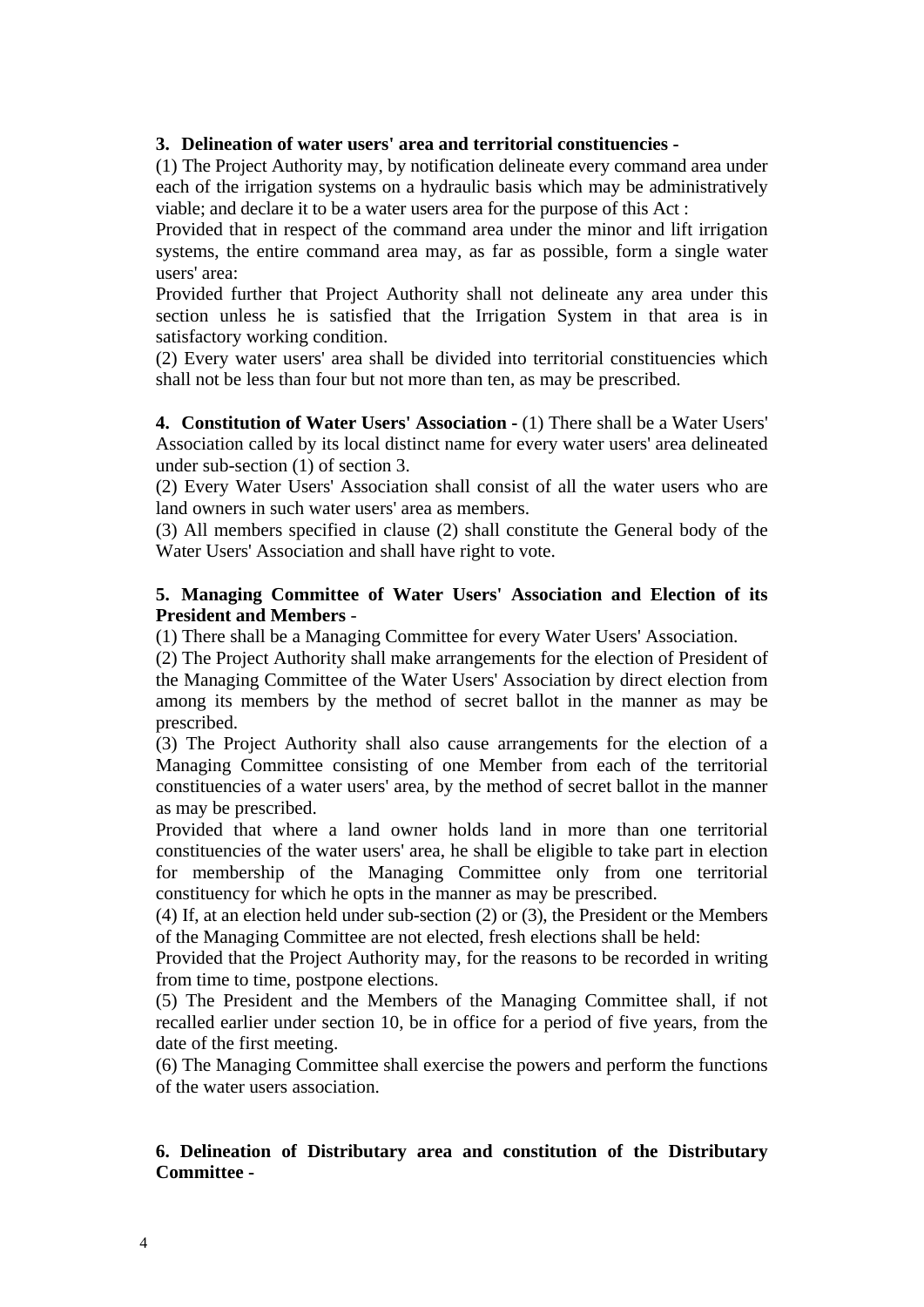**3. Delineation of water users' area and territorial constituencies -**

(1) The Project Authority may, by notification delineate every command area under each of the irrigation systems on a hydraulic basis which may be administratively viable; and declare it to be a water users area for the purpose of this Act :

Provided that in respect of the command area under the minor and lift irrigation systems, the entire command area may, as far as possible, form a single water users' area:

Provided further that Project Authority shall not delineate any area under this section unless he is satisfied that the Irrigation System in that area is in satisfactory working condition.

(2) Every water users' area shall be divided into territorial constituencies which shall not be less than four but not more than ten, as may be prescribed.

**4. Constitution of Water Users' Association -** (1) There shall be a Water Users' Association called by its local distinct name for every water users' area delineated under sub-section (1) of section 3.

(2) Every Water Users' Association shall consist of all the water users who are land owners in such water users' area as members.

(3) All members specified in clause (2) shall constitute the General body of the Water Users' Association and shall have right to vote.

**5. Managing Committee of Water Users' Association and Election of its President and Members -**

(1) There shall be a Managing Committee for every Water Users' Association.

(2) The Project Authority shall make arrangements for the election of President of the Managing Committee of the Water Users' Association by direct election from among its members by the method of secret ballot in the manner as may be prescribed.

(3) The Project Authority shall also cause arrangements for the election of a Managing Committee consisting of one Member from each of the territorial constituencies of a water users' area, by the method of secret ballot in the manner as may be prescribed.

Provided that where a land owner holds land in more than one territorial constituencies of the water users' area, he shall be eligible to take part in election for membership of the Managing Committee only from one territorial constituency for which he opts in the manner as may be prescribed.

(4) If, at an election held under sub-section (2) or (3), the President or the Members of the Managing Committee are not elected, fresh elections shall be held:

Provided that the Project Authority may, for the reasons to be recorded in writing from time to time, postpone elections.

(5) The President and the Members of the Managing Committee shall, if not recalled earlier under section 10, be in office for a period of five years, from the date of the first meeting.

(6) The Managing Committee shall exercise the powers and perform the functions of the water users association.

**6. Delineation of Distributary area and constitution of the Distributary Committee -**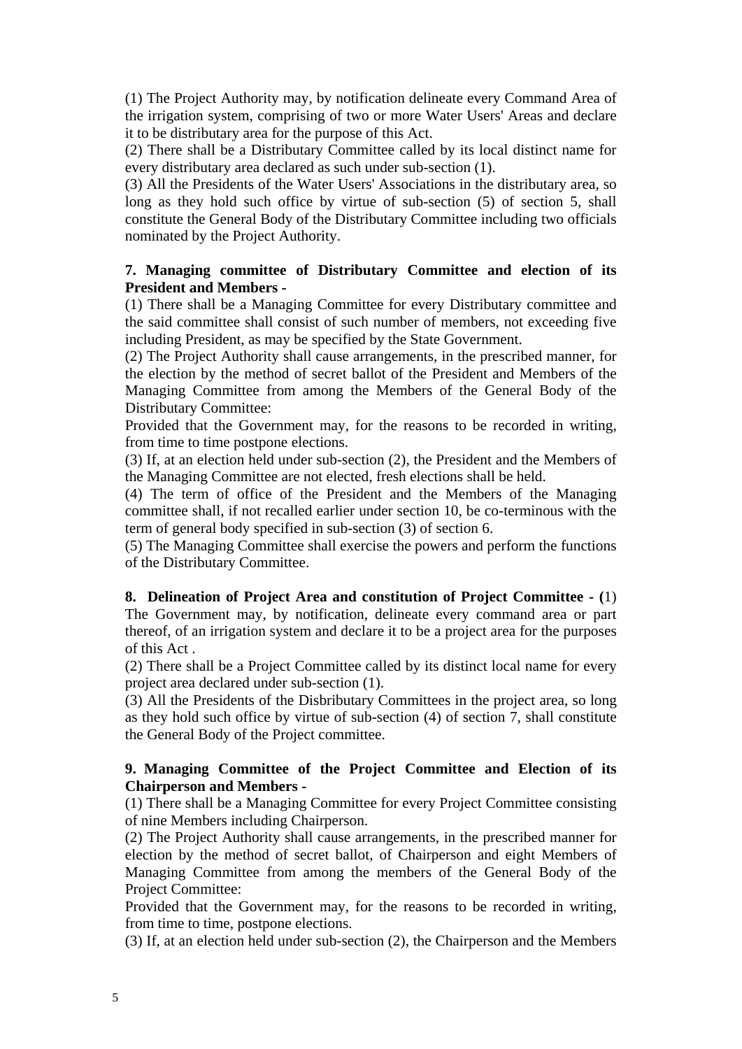(1) The Project Authority may, by notification delineate every Command Area of the irrigation system, comprising of two or more Water Users' Areas and declare it to be distributary area for the purpose of this Act.

(2) There shall be a Distributary Committee called by its local distinct name for every distributary area declared as such under sub-section (1).

(3) All the Presidents of the Water Users' Associations in the distributary area, so long as they hold such office by virtue of sub-section (5) of section 5, shall constitute the General Body of the Distributary Committee including two officials nominated by the Project Authority.

**7. Managing committee of Distributary Committee and election of its President and Members -**

(1) There shall be a Managing Committee for every Distributary committee and the said committee shall consist of such number of members, not exceeding five including President, as may be specified by the State Government.

(2) The Project Authority shall cause arrangements, in the prescribed manner, for the election by the method of secret ballot of the President and Members of the Managing Committee from among the Members of the General Body of the Distributary Committee:

Provided that the Government may, for the reasons to be recorded in writing, from time to time postpone elections.

(3) If, at an election held under sub-section (2), the President and the Members of the Managing Committee are not elected, fresh elections shall be held.

(4) The term of office of the President and the Members of the Managing committee shall, if not recalled earlier under section 10, be co-terminous with the term of general body specified in sub-section (3) of section 6.

(5) The Managing Committee shall exercise the powers and perform the functions of the Distributary Committee.

**8. Delineation of Project Area and constitution of Project Committee - (**1) The Government may, by notification, delineate every command area or part thereof, of an irrigation system and declare it to be a project area for the purposes of this Act .

(2) There shall be a Project Committee called by its distinct local name for every project area declared under sub-section (1).

(3) All the Presidents of the Disbributary Committees in the project area, so long as they hold such office by virtue of sub-section (4) of section 7, shall constitute the General Body of the Project committee.

**9. Managing Committee of the Project Committee and Election of its Chairperson and Members -**

(1) There shall be a Managing Committee for every Project Committee consisting of nine Members including Chairperson.

(2) The Project Authority shall cause arrangements, in the prescribed manner for election by the method of secret ballot, of Chairperson and eight Members of Managing Committee from among the members of the General Body of the Project Committee:

Provided that the Government may, for the reasons to be recorded in writing, from time to time, postpone elections.

(3) If, at an election held under sub-section (2), the Chairperson and the Members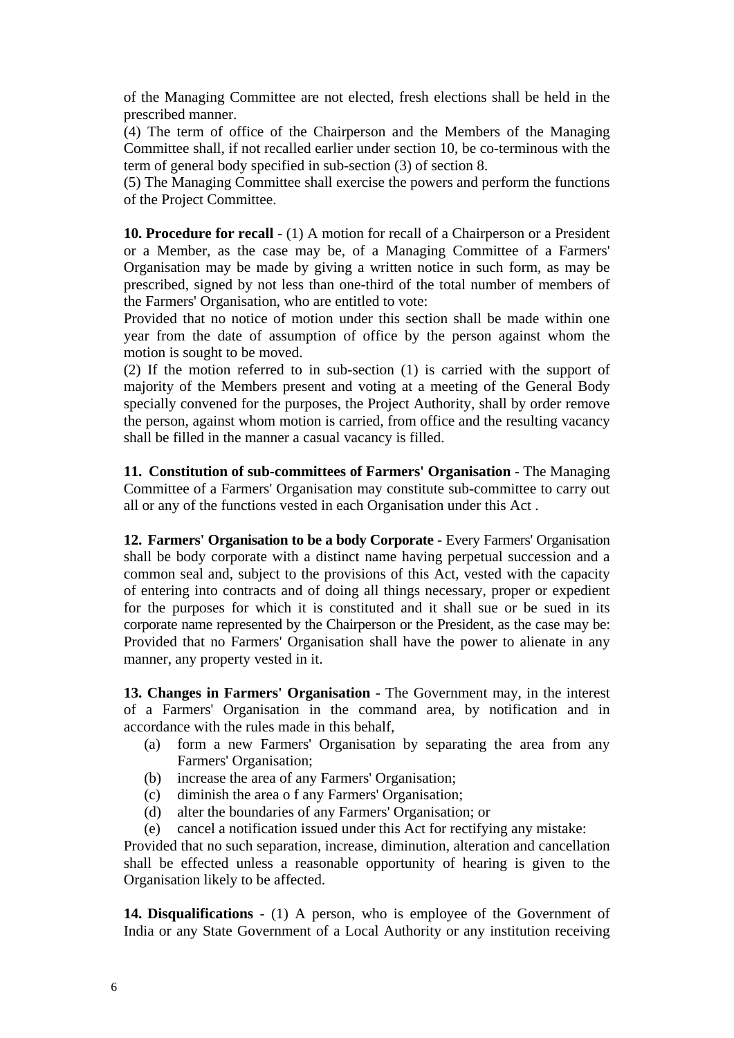of the Managing Committee are not elected, fresh elections shall be held in the prescribed manner.

(4) The term of office of the Chairperson and the Members of the Managing Committee shall, if not recalled earlier under section 10, be co-terminous with the term of general body specified in sub-section (3) of section 8.

(5) The Managing Committee shall exercise the powers and perform the functions of the Project Committee.

**10. Procedure for recall** - (1) A motion for recall of a Chairperson or a President or a Member, as the case may be, of a Managing Committee of a Farmers' Organisation may be made by giving a written notice in such form, as may be prescribed, signed by not less than one-third of the total number of members of the Farmers' Organisation, who are entitled to vote:

Provided that no notice of motion under this section shall be made within one year from the date of assumption of office by the person against whom the motion is sought to be moved.

(2) If the motion referred to in sub-section (1) is carried with the support of majority of the Members present and voting at a meeting of the General Body specially convened for the purposes, the Project Authority, shall by order remove the person, against whom motion is carried, from office and the resulting vacancy shall be filled in the manner a casual vacancy is filled.

**11. Constitution of sub-committees of Farmers' Organisation** - The Managing Committee of a Farmers' Organisation may constitute sub-committee to carry out all or any of the functions vested in each Organisation under this Act .

**12. Farmers' Organisation to be a body Corporate** - Every Farmers' Organisation shall be body corporate with a distinct name having perpetual succession and a common seal and, subject to the provisions of this Act, vested with the capacity of entering into contracts and of doing all things necessary, proper or expedient for the purposes for which it is constituted and it shall sue or be sued in its corporate name represented by the Chairperson or the President, as the case may be: Provided that no Farmers' Organisation shall have the power to alienate in any manner, any property vested in it.

**13. Changes in Farmers' Organisation** - The Government may, in the interest of a Farmers' Organisation in the command area, by notification and in accordance with the rules made in this behalf,

- (a) form a new Farmers' Organisation by separating the area from any Farmers' Organisation;
- (b) increase the area of any Farmers' Organisation;
- (c) diminish the area o f any Farmers' Organisation;
- (d) alter the boundaries of any Farmers' Organisation; or
- (e) cancel a notification issued under this Act for rectifying any mistake:

Provided that no such separation, increase, diminution, alteration and cancellation shall be effected unless a reasonable opportunity of hearing is given to the Organisation likely to be affected.

**14. Disqualifications** - (1) A person, who is employee of the Government of India or any State Government of a Local Authority or any institution receiving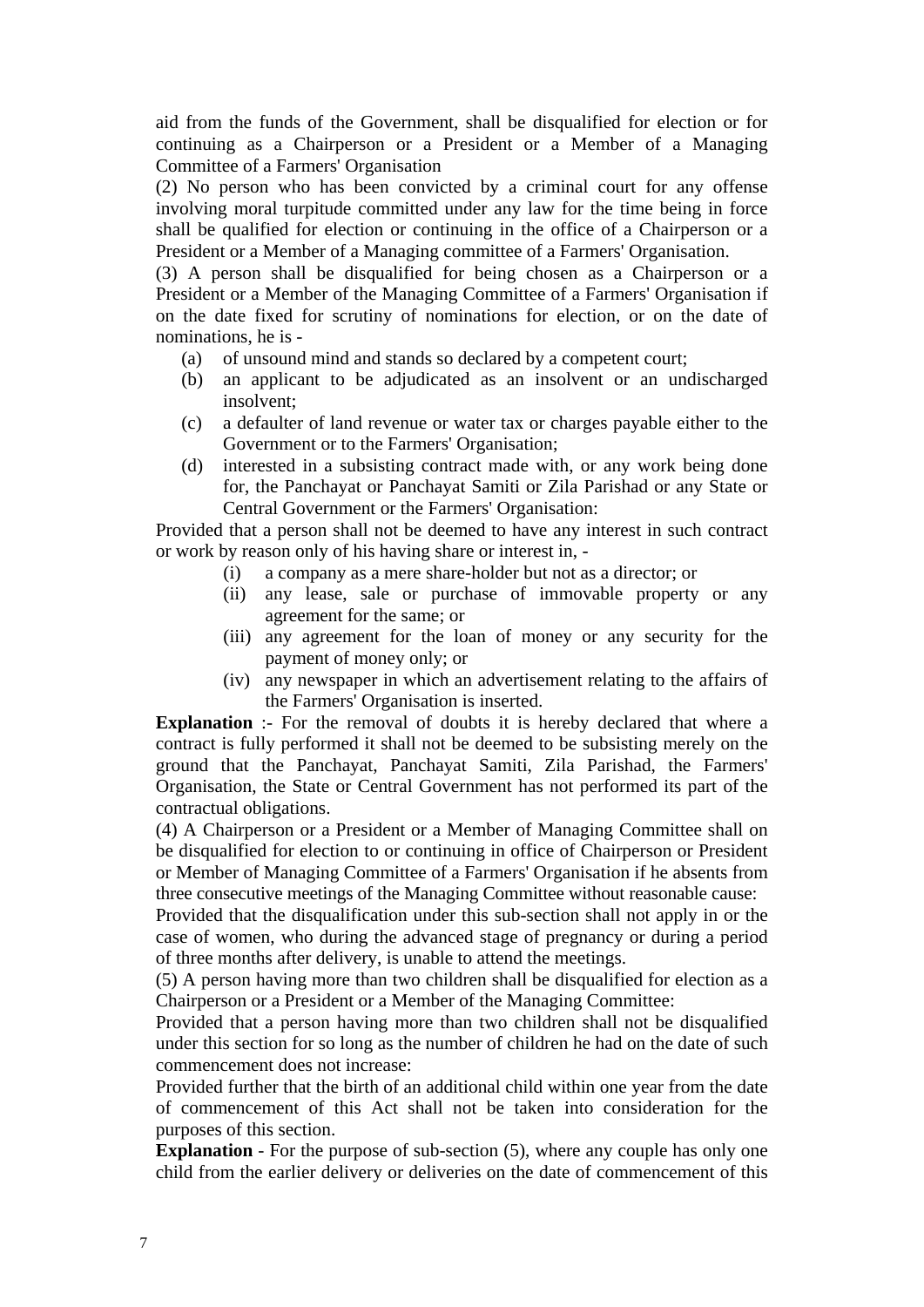aid from the funds of the Government, shall be disqualified for election or for continuing as a Chairperson or a President or a Member of a Managing Committee of a Farmers' Organisation

(2) No person who has been convicted by a criminal court for any offense involving moral turpitude committed under any law for the time being in force shall be qualified for election or continuing in the office of a Chairperson or a President or a Member of a Managing committee of a Farmers' Organisation.

(3) A person shall be disqualified for being chosen as a Chairperson or a President or a Member of the Managing Committee of a Farmers' Organisation if on the date fixed for scrutiny of nominations for election, or on the date of nominations, he is -

- (a) of unsound mind and stands so declared by a competent court;
- (b) an applicant to be adjudicated as an insolvent or an undischarged insolvent;
- (c) a defaulter of land revenue or water tax or charges payable either to the Government or to the Farmers' Organisation;
- (d) interested in a subsisting contract made with, or any work being done for, the Panchayat or Panchayat Samiti or Zila Parishad or any State or Central Government or the Farmers' Organisation:

Provided that a person shall not be deemed to have any interest in such contract or work by reason only of his having share or interest in, -

- (i) a company as a mere share-holder but not as a director; or
- (ii) any lease, sale or purchase of immovable property or any agreement for the same; or
- (iii) any agreement for the loan of money or any security for the payment of money only; or
- (iv) any newspaper in which an advertisement relating to the affairs of the Farmers' Organisation is inserted.

**Explanation** :- For the removal of doubts it is hereby declared that where a contract is fully performed it shall not be deemed to be subsisting merely on the ground that the Panchayat, Panchayat Samiti, Zila Parishad, the Farmers' Organisation, the State or Central Government has not performed its part of the contractual obligations.

(4) A Chairperson or a President or a Member of Managing Committee shall on be disqualified for election to or continuing in office of Chairperson or President or Member of Managing Committee of a Farmers' Organisation if he absents from three consecutive meetings of the Managing Committee without reasonable cause:

Provided that the disqualification under this sub-section shall not apply in or the case of women, who during the advanced stage of pregnancy or during a period of three months after delivery, is unable to attend the meetings.

(5) A person having more than two children shall be disqualified for election as a Chairperson or a President or a Member of the Managing Committee:

Provided that a person having more than two children shall not be disqualified under this section for so long as the number of children he had on the date of such commencement does not increase:

Provided further that the birth of an additional child within one year from the date of commencement of this Act shall not be taken into consideration for the purposes of this section.

**Explanation** - For the purpose of sub-section (5), where any couple has only one child from the earlier delivery or deliveries on the date of commencement of this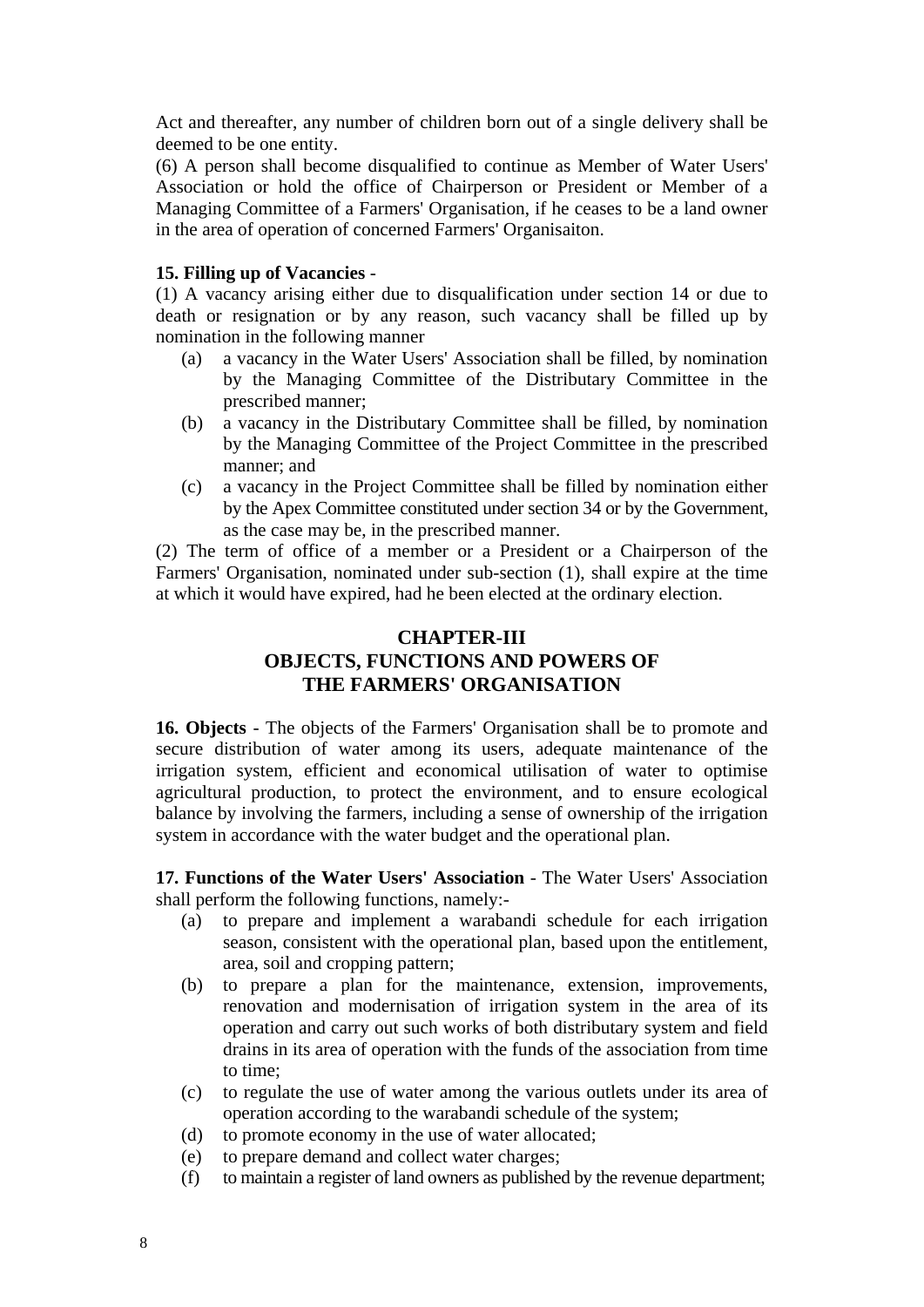Act and thereafter, any number of children born out of a single delivery shall be deemed to be one entity.

(6) A person shall become disqualified to continue as Member of Water Users' Association or hold the office of Chairperson or President or Member of a Managing Committee of a Farmers' Organisation, if he ceases to be a land owner in the area of operation of concerned Farmers' Organisaiton.

**15. Filling up of Vacancies** -

(1) A vacancy arising either due to disqualification under section 14 or due to death or resignation or by any reason, such vacancy shall be filled up by nomination in the following manner

- (a) a vacancy in the Water Users' Association shall be filled, by nomination by the Managing Committee of the Distributary Committee in the prescribed manner;
- (b) a vacancy in the Distributary Committee shall be filled, by nomination by the Managing Committee of the Project Committee in the prescribed manner; and
- (c) a vacancy in the Project Committee shall be filled by nomination either by the Apex Committee constituted under section 34 or by the Government, as the case may be, in the prescribed manner.

(2) The term of office of a member or a President or a Chairperson of the Farmers' Organisation, nominated under sub-section (1), shall expire at the time at which it would have expired, had he been elected at the ordinary election.

## CHAPTER-III
## OBJECTS, FUNCTIONS AND POWERS OF THE FARMERS' ORGANISATION

**16. Objects** - The objects of the Farmers' Organisation shall be to promote and secure distribution of water among its users, adequate maintenance of the irrigation system, efficient and economical utilisation of water to optimise agricultural production, to protect the environment, and to ensure ecological balance by involving the farmers, including a sense of ownership of the irrigation system in accordance with the water budget and the operational plan.

**17. Functions of the Water Users' Association** - The Water Users' Association shall perform the following functions, namely:-

- (a) to prepare and implement a warabandi schedule for each irrigation season, consistent with the operational plan, based upon the entitlement, area, soil and cropping pattern;
- (b) to prepare a plan for the maintenance, extension, improvements, renovation and modernisation of irrigation system in the area of its operation and carry out such works of both distributary system and field drains in its area of operation with the funds of the association from time to time;
- (c) to regulate the use of water among the various outlets under its area of operation according to the warabandi schedule of the system;
- (d) to promote economy in the use of water allocated;
- (e) to prepare demand and collect water charges;
- (f) to maintain a register of land owners as published by the revenue department;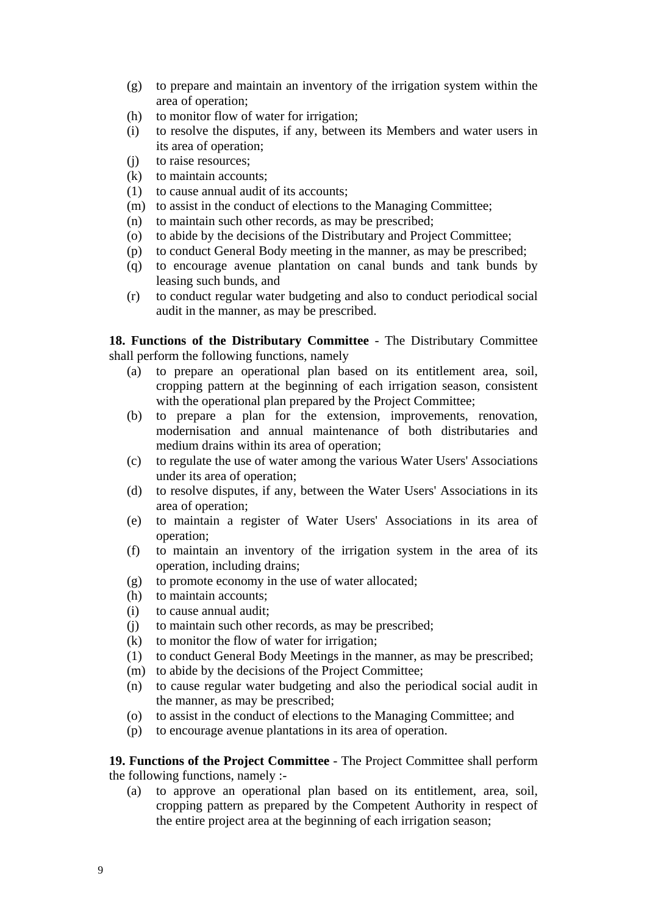(g) to prepare and maintain an inventory of the irrigation system within the area of operation;

(h) to monitor flow of water for irrigation;

(i) to resolve the disputes, if any, between its Members and water users in its area of operation;

(j) to raise resources;

(k) to maintain accounts;

(1) to cause annual audit of its accounts;

(m) to assist in the conduct of elections to the Managing Committee;

(n) to maintain such other records, as may be prescribed;

(o) to abide by the decisions of the Distributary and Project Committee;

(p) to conduct General Body meeting in the manner, as may be prescribed;

(q) to encourage avenue plantation on canal bunds and tank bunds by leasing such bunds, and

(r) to conduct regular water budgeting and also to conduct periodical social audit in the manner, as may be prescribed.

**18. Functions of the Distributary Committee** - The Distributary Committee shall perform the following functions, namely

(a) to prepare an operational plan based on its entitlement area, soil, cropping pattern at the beginning of each irrigation season, consistent with the operational plan prepared by the Project Committee;

(b) to prepare a plan for the extension, improvements, renovation, modernisation and annual maintenance of both distributaries and medium drains within its area of operation;

(c) to regulate the use of water among the various Water Users' Associations under its area of operation;

(d) to resolve disputes, if any, between the Water Users' Associations in its area of operation;

(e) to maintain a register of Water Users' Associations in its area of operation;

(f) to maintain an inventory of the irrigation system in the area of its operation, including drains;

(g) to promote economy in the use of water allocated;

(h) to maintain accounts;

(i) to cause annual audit;

(j) to maintain such other records, as may be prescribed;

(k) to monitor the flow of water for irrigation;

(1) to conduct General Body Meetings in the manner, as may be prescribed;

(m) to abide by the decisions of the Project Committee;

(n) to cause regular water budgeting and also the periodical social audit in the manner, as may be prescribed;

(o) to assist in the conduct of elections to the Managing Committee; and

(p) to encourage avenue plantations in its area of operation.

**19. Functions of the Project Committee** - The Project Committee shall perform the following functions, namely :-

(a) to approve an operational plan based on its entitlement, area, soil, cropping pattern as prepared by the Competent Authority in respect of the entire project area at the beginning of each irrigation season;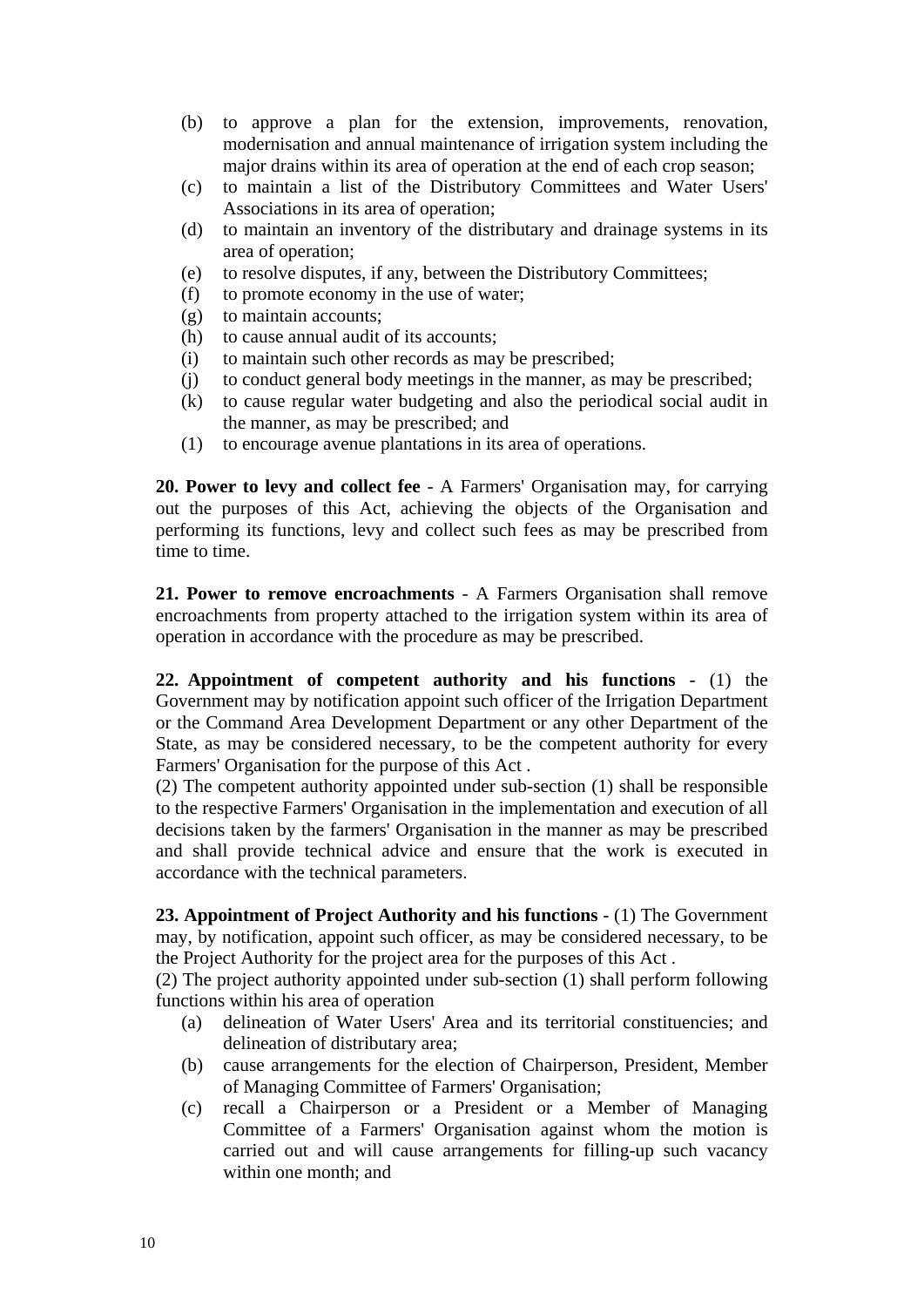(b) to approve a plan for the extension, improvements, renovation, modernisation and annual maintenance of irrigation system including the major drains within its area of operation at the end of each crop season;
(c) to maintain a list of the Distributory Committees and Water Users' Associations in its area of operation;
(d) to maintain an inventory of the distributary and drainage systems in its area of operation;
(e) to resolve disputes, if any, between the Distributory Committees;
(f) to promote economy in the use of water;
(g) to maintain accounts;
(h) to cause annual audit of its accounts;
(i) to maintain such other records as may be prescribed;
(j) to conduct general body meetings in the manner, as may be prescribed;
(k) to cause regular water budgeting and also the periodical social audit in the manner, as may be prescribed; and
(1) to encourage avenue plantations in its area of operations.

**20. Power to levy and collect fee** - A Farmers' Organisation may, for carrying out the purposes of this Act, achieving the objects of the Organisation and performing its functions, levy and collect such fees as may be prescribed from time to time.

**21. Power to remove encroachments** - A Farmers Organisation shall remove encroachments from property attached to the irrigation system within its area of operation in accordance with the procedure as may be prescribed.

**22. Appointment of competent authority and his functions** - (1) the Government may by notification appoint such officer of the Irrigation Department or the Command Area Development Department or any other Department of the State, as may be considered necessary, to be the competent authority for every Farmers' Organisation for the purpose of this Act .
(2) The competent authority appointed under sub-section (1) shall be responsible to the respective Farmers' Organisation in the implementation and execution of all decisions taken by the farmers' Organisation in the manner as may be prescribed and shall provide technical advice and ensure that the work is executed in accordance with the technical parameters.

**23. Appointment of Project Authority and his functions** - (1) The Government may, by notification, appoint such officer, as may be considered necessary, to be the Project Authority for the project area for the purposes of this Act .
(2) The project authority appointed under sub-section (1) shall perform following functions within his area of operation

(a) delineation of Water Users' Area and its territorial constituencies; and delineation of distributary area;
(b) cause arrangements for the election of Chairperson, President, Member of Managing Committee of Farmers' Organisation;
(c) recall a Chairperson or a President or a Member of Managing Committee of a Farmers' Organisation against whom the motion is carried out and will cause arrangements for filling-up such vacancy within one month; and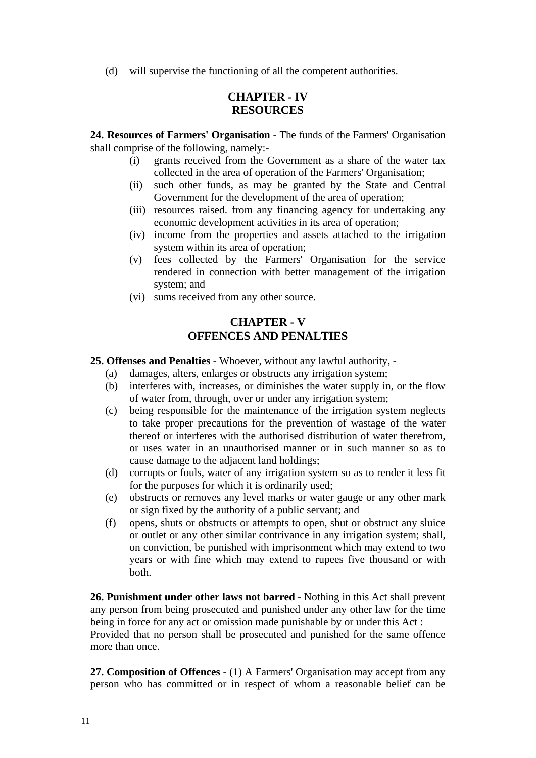(d) will supervise the functioning of all the competent authorities.

## CHAPTER - IV
## RESOURCES

**24. Resources of Farmers' Organisation** - The funds of the Farmers' Organisation shall comprise of the following, namely:-

- (i) grants received from the Government as a share of the water tax collected in the area of operation of the Farmers' Organisation;
- (ii) such other funds, as may be granted by the State and Central Government for the development of the area of operation;
- (iii) resources raised. from any financing agency for undertaking any economic development activities in its area of operation;
- (iv) income from the properties and assets attached to the irrigation system within its area of operation;
- (v) fees collected by the Farmers' Organisation for the service rendered in connection with better management of the irrigation system; and
- (vi) sums received from any other source.

## CHAPTER - V
## OFFENCES AND PENALTIES

**25. Offenses and Penalties** - Whoever, without any lawful authority, -

- (a) damages, alters, enlarges or obstructs any irrigation system;
- (b) interferes with, increases, or diminishes the water supply in, or the flow of water from, through, over or under any irrigation system;
- (c) being responsible for the maintenance of the irrigation system neglects to take proper precautions for the prevention of wastage of the water thereof or interferes with the authorised distribution of water therefrom, or uses water in an unauthorised manner or in such manner so as to cause damage to the adjacent land holdings;
- (d) corrupts or fouls, water of any irrigation system so as to render it less fit for the purposes for which it is ordinarily used;
- (e) obstructs or removes any level marks or water gauge or any other mark or sign fixed by the authority of a public servant; and
- (f) opens, shuts or obstructs or attempts to open, shut or obstruct any sluice or outlet or any other similar contrivance in any irrigation system; shall, on conviction, be punished with imprisonment which may extend to two years or with fine which may extend to rupees five thousand or with both.

**26. Punishment under other laws not barred** - Nothing in this Act shall prevent any person from being prosecuted and punished under any other law for the time being in force for any act or omission made punishable by or under this Act :
Provided that no person shall be prosecuted and punished for the same offence more than once.

**27. Composition of Offences** - (1) A Farmers' Organisation may accept from any person who has committed or in respect of whom a reasonable belief can be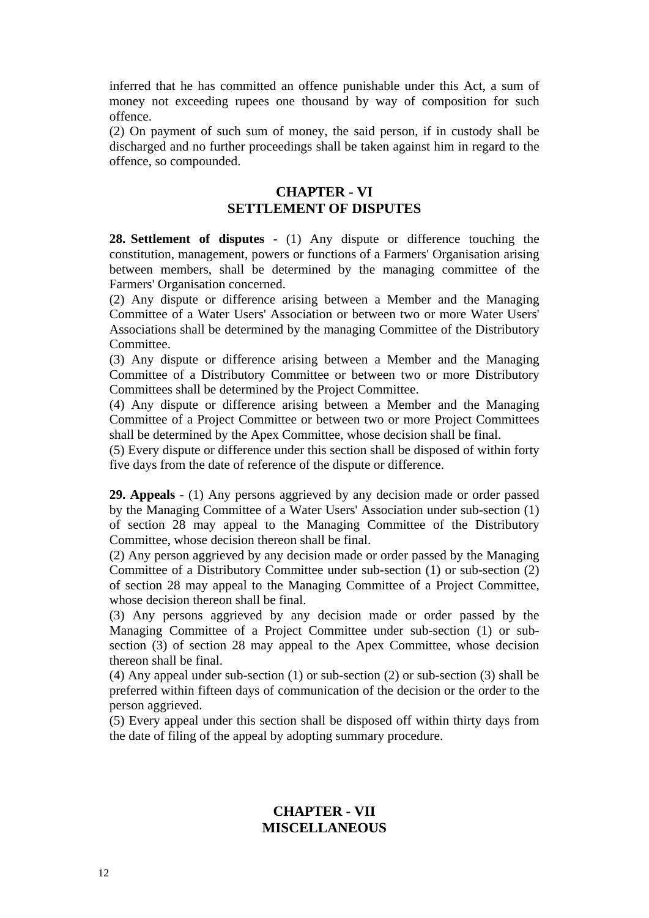inferred that he has committed an offence punishable under this Act, a sum of money not exceeding rupees one thousand by way of composition for such offence.

(2) On payment of such sum of money, the said person, if in custody shall be discharged and no further proceedings shall be taken against him in regard to the offence, so compounded.

## CHAPTER - VI
## SETTLEMENT OF DISPUTES

**28. Settlement of disputes** - (1) Any dispute or difference touching the constitution, management, powers or functions of a Farmers' Organisation arising between members, shall be determined by the managing committee of the Farmers' Organisation concerned.

(2) Any dispute or difference arising between a Member and the Managing Committee of a Water Users' Association or between two or more Water Users' Associations shall be determined by the managing Committee of the Distributory Committee.

(3) Any dispute or difference arising between a Member and the Managing Committee of a Distributory Committee or between two or more Distributory Committees shall be determined by the Project Committee.

(4) Any dispute or difference arising between a Member and the Managing Committee of a Project Committee or between two or more Project Committees shall be determined by the Apex Committee, whose decision shall be final.

(5) Every dispute or difference under this section shall be disposed of within forty five days from the date of reference of the dispute or difference.

**29. Appeals** - (1) Any persons aggrieved by any decision made or order passed by the Managing Committee of a Water Users' Association under sub-section (1) of section 28 may appeal to the Managing Committee of the Distributory Committee, whose decision thereon shall be final.

(2) Any person aggrieved by any decision made or order passed by the Managing Committee of a Distributory Committee under sub-section (1) or sub-section (2) of section 28 may appeal to the Managing Committee of a Project Committee, whose decision thereon shall be final.

(3) Any persons aggrieved by any decision made or order passed by the Managing Committee of a Project Committee under sub-section (1) or sub-section (3) of section 28 may appeal to the Apex Committee, whose decision thereon shall be final.

(4) Any appeal under sub-section (1) or sub-section (2) or sub-section (3) shall be preferred within fifteen days of communication of the decision or the order to the person aggrieved.

(5) Every appeal under this section shall be disposed off within thirty days from the date of filing of the appeal by adopting summary procedure.

## CHAPTER - VII
## MISCELLANEOUS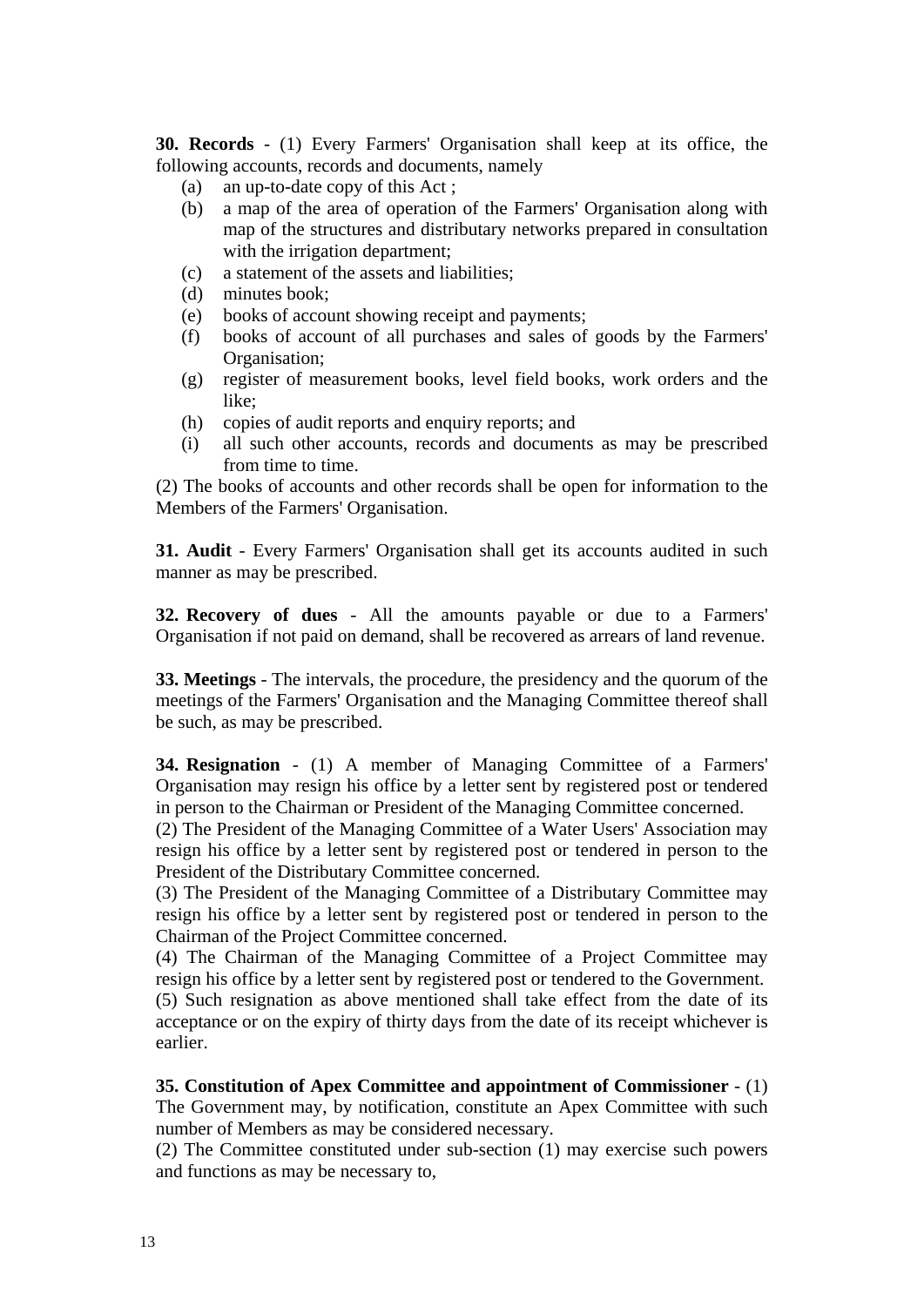**30. Records** - (1) Every Farmers' Organisation shall keep at its office, the following accounts, records and documents, namely

(a) an up-to-date copy of this Act ;
(b) a map of the area of operation of the Farmers' Organisation along with map of the structures and distributary networks prepared in consultation with the irrigation department;
(c) a statement of the assets and liabilities;
(d) minutes book;
(e) books of account showing receipt and payments;
(f) books of account of all purchases and sales of goods by the Farmers' Organisation;
(g) register of measurement books, level field books, work orders and the like;
(h) copies of audit reports and enquiry reports; and
(i) all such other accounts, records and documents as may be prescribed from time to time.

(2) The books of accounts and other records shall be open for information to the Members of the Farmers' Organisation.

**31. Audit** - Every Farmers' Organisation shall get its accounts audited in such manner as may be prescribed.

**32. Recovery of dues** - All the amounts payable or due to a Farmers' Organisation if not paid on demand, shall be recovered as arrears of land revenue.

**33. Meetings** - The intervals, the procedure, the presidency and the quorum of the meetings of the Farmers' Organisation and the Managing Committee thereof shall be such, as may be prescribed.

**34. Resignation** - (1) A member of Managing Committee of a Farmers' Organisation may resign his office by a letter sent by registered post or tendered in person to the Chairman or President of the Managing Committee concerned.

(2) The President of the Managing Committee of a Water Users' Association may resign his office by a letter sent by registered post or tendered in person to the President of the Distributary Committee concerned.

(3) The President of the Managing Committee of a Distributary Committee may resign his office by a letter sent by registered post or tendered in person to the Chairman of the Project Committee concerned.

(4) The Chairman of the Managing Committee of a Project Committee may resign his office by a letter sent by registered post or tendered to the Government.

(5) Such resignation as above mentioned shall take effect from the date of its acceptance or on the expiry of thirty days from the date of its receipt whichever is earlier.

**35. Constitution of Apex Committee and appointment of Commissioner** - (1) The Government may, by notification, constitute an Apex Committee with such number of Members as may be considered necessary.

(2) The Committee constituted under sub-section (1) may exercise such powers and functions as may be necessary to,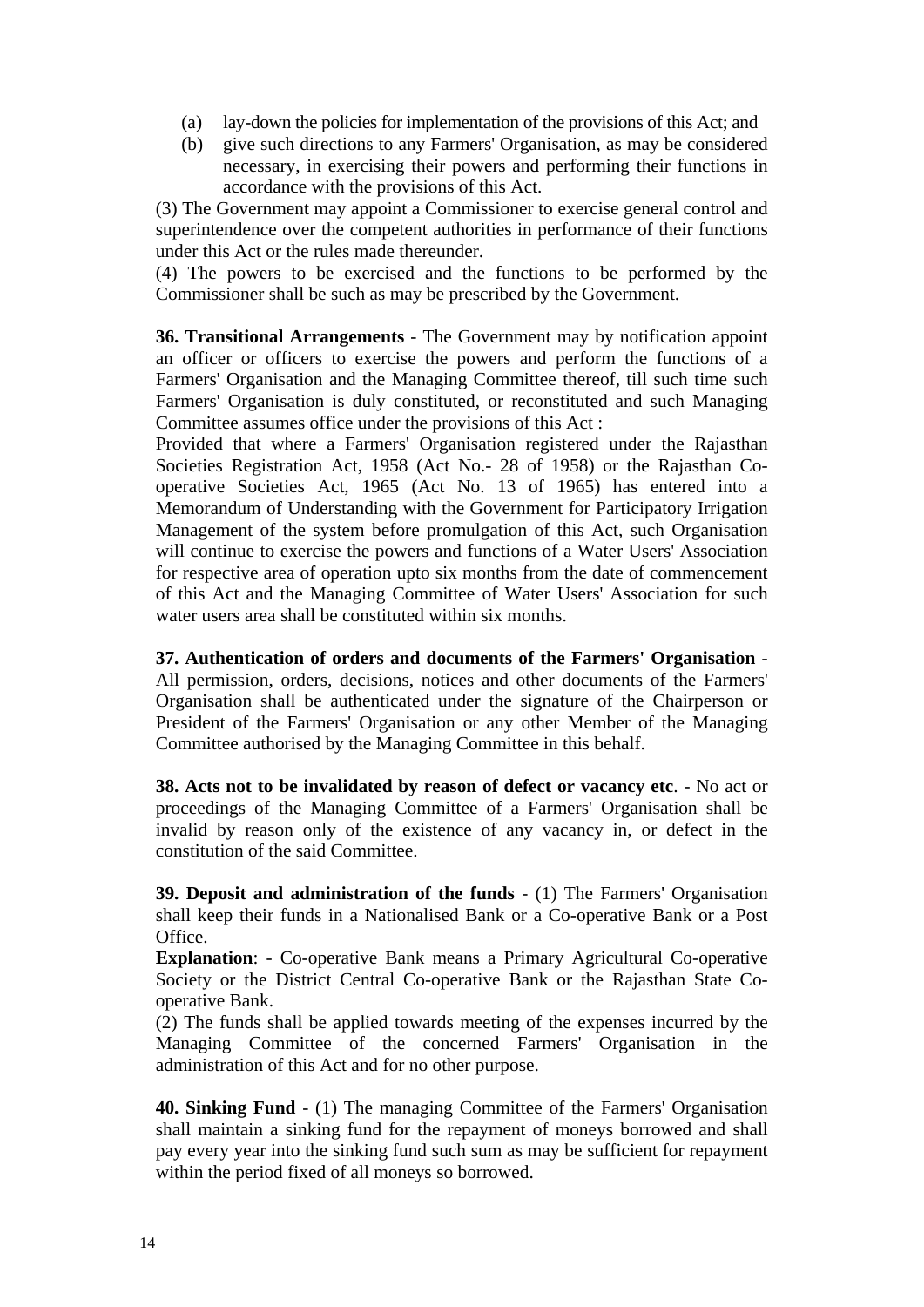(a) lay-down the policies for implementation of the provisions of this Act; and

(b) give such directions to any Farmers' Organisation, as may be considered necessary, in exercising their powers and performing their functions in accordance with the provisions of this Act.

(3) The Government may appoint a Commissioner to exercise general control and superintendence over the competent authorities in performance of their functions under this Act or the rules made thereunder.

(4) The powers to be exercised and the functions to be performed by the Commissioner shall be such as may be prescribed by the Government.

**36. Transitional Arrangements** - The Government may by notification appoint an officer or officers to exercise the powers and perform the functions of a Farmers' Organisation and the Managing Committee thereof, till such time such Farmers' Organisation is duly constituted, or reconstituted and such Managing Committee assumes office under the provisions of this Act :

Provided that where a Farmers' Organisation registered under the Rajasthan Societies Registration Act, 1958 (Act No.- 28 of 1958) or the Rajasthan Co-operative Societies Act, 1965 (Act No. 13 of 1965) has entered into a Memorandum of Understanding with the Government for Participatory Irrigation Management of the system before promulgation of this Act, such Organisation will continue to exercise the powers and functions of a Water Users' Association for respective area of operation upto six months from the date of commencement of this Act and the Managing Committee of Water Users' Association for such water users area shall be constituted within six months.

**37. Authentication of orders and documents of the Farmers' Organisation** - All permission, orders, decisions, notices and other documents of the Farmers' Organisation shall be authenticated under the signature of the Chairperson or President of the Farmers' Organisation or any other Member of the Managing Committee authorised by the Managing Committee in this behalf.

**38. Acts not to be invalidated by reason of defect or vacancy etc**. - No act or proceedings of the Managing Committee of a Farmers' Organisation shall be invalid by reason only of the existence of any vacancy in, or defect in the constitution of the said Committee.

**39. Deposit and administration of the funds** - (1) The Farmers' Organisation shall keep their funds in a Nationalised Bank or a Co-operative Bank or a Post Office.

**Explanation**: - Co-operative Bank means a Primary Agricultural Co-operative Society or the District Central Co-operative Bank or the Rajasthan State Co-operative Bank.

(2) The funds shall be applied towards meeting of the expenses incurred by the Managing Committee of the concerned Farmers' Organisation in the administration of this Act and for no other purpose.

**40. Sinking Fund** - (1) The managing Committee of the Farmers' Organisation shall maintain a sinking fund for the repayment of moneys borrowed and shall pay every year into the sinking fund such sum as may be sufficient for repayment within the period fixed of all moneys so borrowed.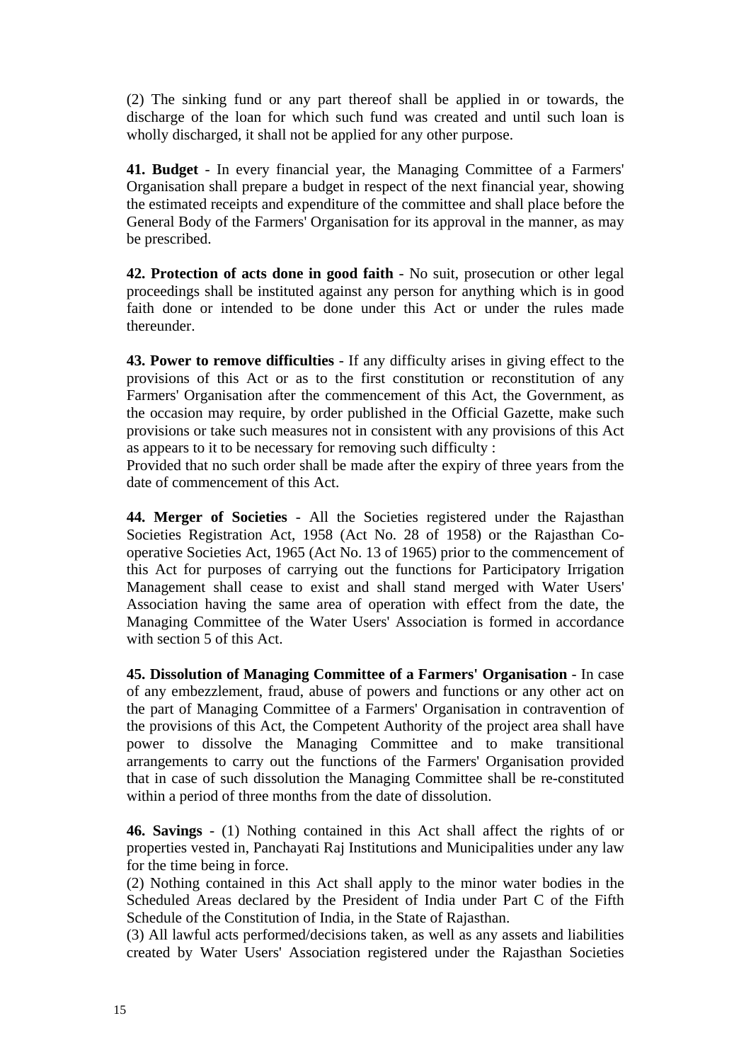(2) The sinking fund or any part thereof shall be applied in or towards, the discharge of the loan for which such fund was created and until such loan is wholly discharged, it shall not be applied for any other purpose.

**41. Budget** - In every financial year, the Managing Committee of a Farmers' Organisation shall prepare a budget in respect of the next financial year, showing the estimated receipts and expenditure of the committee and shall place before the General Body of the Farmers' Organisation for its approval in the manner, as may be prescribed.

**42. Protection of acts done in good faith** - No suit, prosecution or other legal proceedings shall be instituted against any person for anything which is in good faith done or intended to be done under this Act or under the rules made thereunder.

**43. Power to remove difficulties** - If any difficulty arises in giving effect to the provisions of this Act or as to the first constitution or reconstitution of any Farmers' Organisation after the commencement of this Act, the Government, as the occasion may require, by order published in the Official Gazette, make such provisions or take such measures not in consistent with any provisions of this Act as appears to it to be necessary for removing such difficulty :

Provided that no such order shall be made after the expiry of three years from the date of commencement of this Act.

**44. Merger of Societies** - All the Societies registered under the Rajasthan Societies Registration Act, 1958 (Act No. 28 of 1958) or the Rajasthan Co-operative Societies Act, 1965 (Act No. 13 of 1965) prior to the commencement of this Act for purposes of carrying out the functions for Participatory Irrigation Management shall cease to exist and shall stand merged with Water Users' Association having the same area of operation with effect from the date, the Managing Committee of the Water Users' Association is formed in accordance with section 5 of this Act.

**45. Dissolution of Managing Committee of a Farmers' Organisation** - In case of any embezzlement, fraud, abuse of powers and functions or any other act on the part of Managing Committee of a Farmers' Organisation in contravention of the provisions of this Act, the Competent Authority of the project area shall have power to dissolve the Managing Committee and to make transitional arrangements to carry out the functions of the Farmers' Organisation provided that in case of such dissolution the Managing Committee shall be re-constituted within a period of three months from the date of dissolution.

**46. Savings** - (1) Nothing contained in this Act shall affect the rights of or properties vested in, Panchayati Raj Institutions and Municipalities under any law for the time being in force.

(2) Nothing contained in this Act shall apply to the minor water bodies in the Scheduled Areas declared by the President of India under Part C of the Fifth Schedule of the Constitution of India, in the State of Rajasthan.

(3) All lawful acts performed/decisions taken, as well as any assets and liabilities created by Water Users' Association registered under the Rajasthan Societies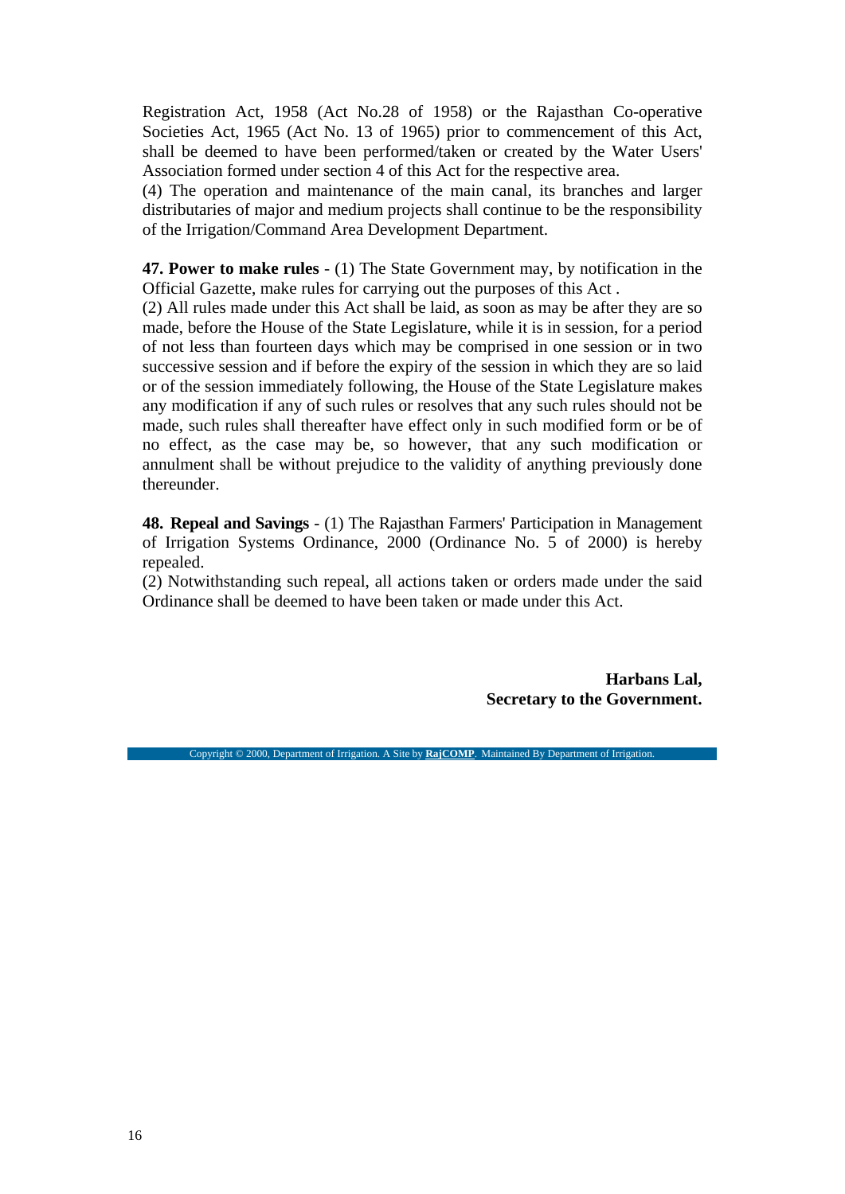Registration Act, 1958 (Act No.28 of 1958) or the Rajasthan Co-operative Societies Act, 1965 (Act No. 13 of 1965) prior to commencement of this Act, shall be deemed to have been performed/taken or created by the Water Users' Association formed under section 4 of this Act for the respective area.

(4) The operation and maintenance of the main canal, its branches and larger distributaries of major and medium projects shall continue to be the responsibility of the Irrigation/Command Area Development Department.

**47. Power to make rules** - (1) The State Government may, by notification in the Official Gazette, make rules for carrying out the purposes of this Act .

(2) All rules made under this Act shall be laid, as soon as may be after they are so made, before the House of the State Legislature, while it is in session, for a period of not less than fourteen days which may be comprised in one session or in two successive session and if before the expiry of the session in which they are so laid or of the session immediately following, the House of the State Legislature makes any modification if any of such rules or resolves that any such rules should not be made, such rules shall thereafter have effect only in such modified form or be of no effect, as the case may be, so however, that any such modification or annulment shall be without prejudice to the validity of anything previously done thereunder.

**48. Repeal and Savings** - (1) The Rajasthan Farmers' Participation in Management of Irrigation Systems Ordinance, 2000 (Ordinance No. 5 of 2000) is hereby repealed.

(2) Notwithstanding such repeal, all actions taken or orders made under the said Ordinance shall be deemed to have been taken or made under this Act.

**Harbans Lal,**
**Secretary to the Government.**

Copyright © 2000, Department of Irrigation. A Site by **RajCOMP**. Maintained By Department of Irrigation.